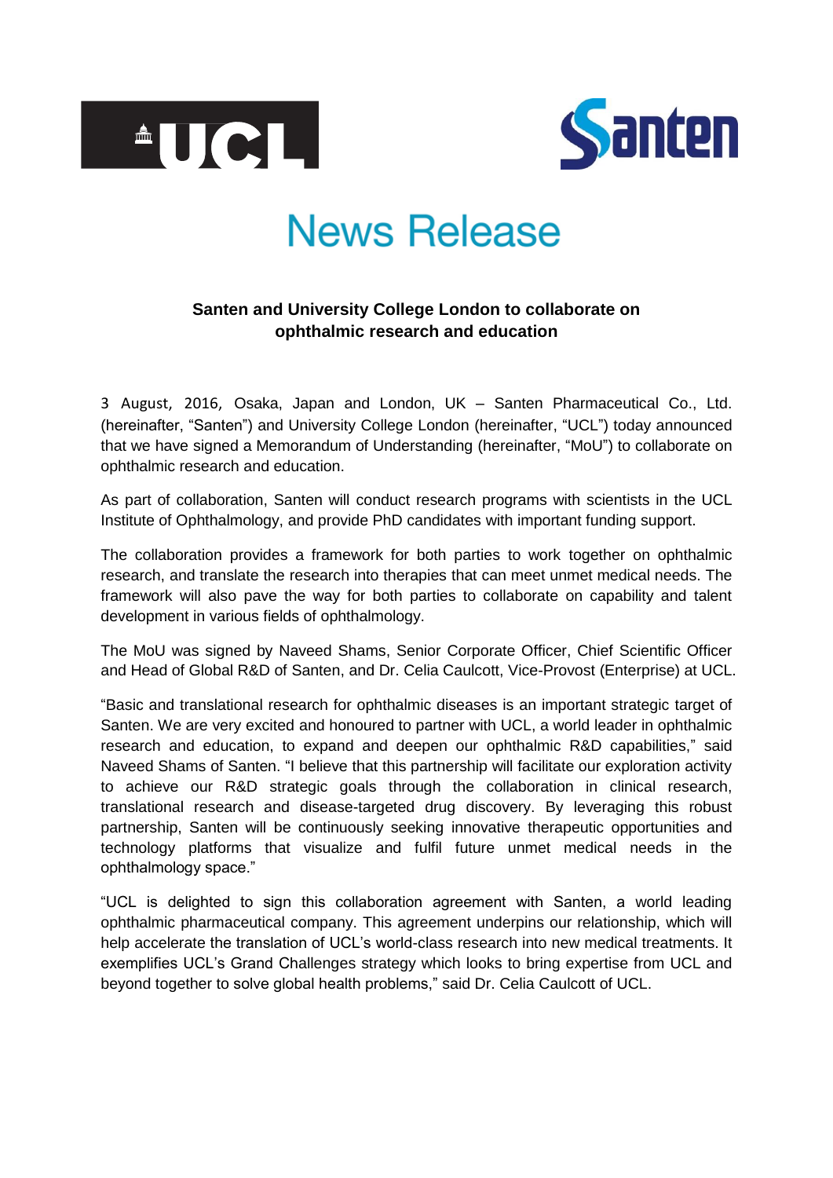# News Release

**Santen and University College London to collaborate on ophthalmic research and education**

3 August, 2016, Osaka, Japan and London, UK – Santen Pharmaceutical Co., Ltd. (hereinafter, "Santen") and University College London (hereinafter, "UCL") today announced that we have signed a Memorandum of Understanding (hereinafter, "MoU") to collaborate on ophthalmic research and education.

As part of collaboration, Santen will conduct research programs with scientists in the UCL Institute of Ophthalmology, and provide PhD candidates with important funding support.

The collaboration provides a framework for both parties to work together on ophthalmic research, and translate the research into therapies that can meet unmet medical needs. The framework will also pave the way for both parties to collaborate on capability and talent development in various fields of ophthalmology.

The MoU was signed by Naveed Shams, Senior Corporate Officer, Chief Scientific Officer and Head of Global R&D of Santen, and Dr. Celia Caulcott, Vice-Provost (Enterprise) at UCL.

"Basic and translational research for ophthalmic diseases is an important strategic target of Santen. We are very excited and honoured to partner with UCL, a world leader in ophthalmic research and education, to expand and deepen our ophthalmic R&D capabilities," said Naveed Shams of Santen. "I believe that this partnership will facilitate our exploration activity to achieve our R&D strategic goals through the collaboration in clinical research, translational research and disease-targeted drug discovery. By leveraging this robust partnership, Santen will be continuously seeking innovative therapeutic opportunities and technology platforms that visualize and fulfil future unmet medical needs in the ophthalmology space."

"UCL is delighted to sign this collaboration agreement with Santen, a world leading ophthalmic pharmaceutical company. This agreement underpins our relationship, which will help accelerate the translation of UCL's world-class research into new medical treatments. It exemplifies UCL's Grand Challenges strategy which looks to bring expertise from UCL and beyond together to solve global health problems," said Dr. Celia Caulcott of UCL.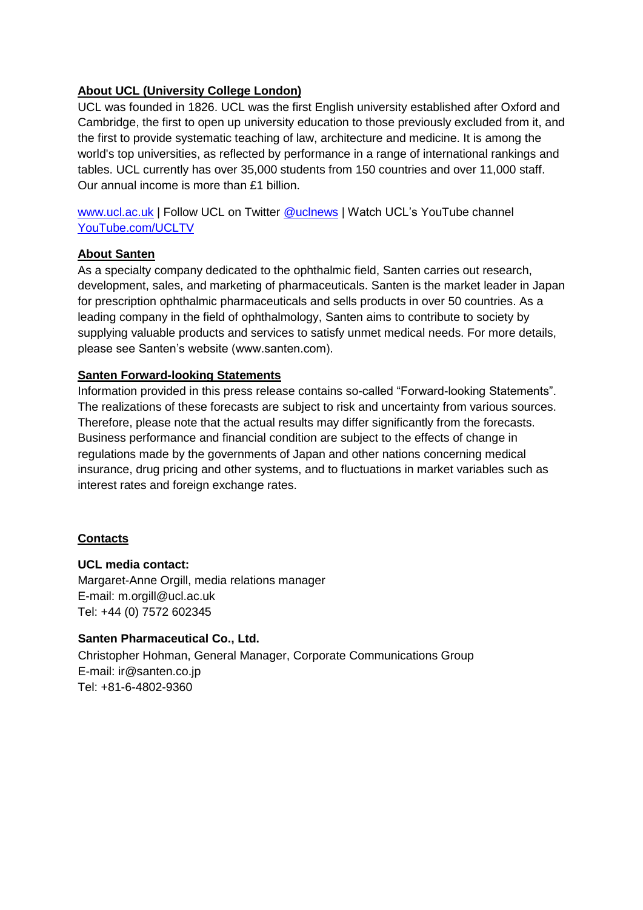## About UCL (University College London)

UCL was founded in 1826. UCL was the first English university established after Oxford and Cambridge, the first to open up university education to those previously excluded from it, and the first to provide systematic teaching of law, architecture and medicine. It is among the world's top universities, as reflected by performance in a range of international rankings and tables. UCL currently has over 35,000 students from 150 countries and over 11,000 staff. Our annual income is more than £1 billion.

www.ucl.ac.uk | Follow UCL on Twitter @uclnews | Watch UCL's YouTube channel YouTube.com/UCLTV

## About Santen

As a specialty company dedicated to the ophthalmic field, Santen carries out research, development, sales, and marketing of pharmaceuticals. Santen is the market leader in Japan for prescription ophthalmic pharmaceuticals and sells products in over 50 countries. As a leading company in the field of ophthalmology, Santen aims to contribute to society by supplying valuable products and services to satisfy unmet medical needs. For more details, please see Santen's website (www.santen.com).

## Santen Forward-looking Statements

Information provided in this press release contains so-called "Forward-looking Statements". The realizations of these forecasts are subject to risk and uncertainty from various sources. Therefore, please note that the actual results may differ significantly from the forecasts. Business performance and financial condition are subject to the effects of change in regulations made by the governments of Japan and other nations concerning medical insurance, drug pricing and other systems, and to fluctuations in market variables such as interest rates and foreign exchange rates.

## Contacts

**UCL media contact:**
Margaret-Anne Orgill, media relations manager
E-mail: m.orgill@ucl.ac.uk
Tel: +44 (0) 7572 602345

**Santen Pharmaceutical Co., Ltd.**
Christopher Hohman, General Manager, Corporate Communications Group
E-mail: ir@santen.co.jp
Tel: +81-6-4802-9360